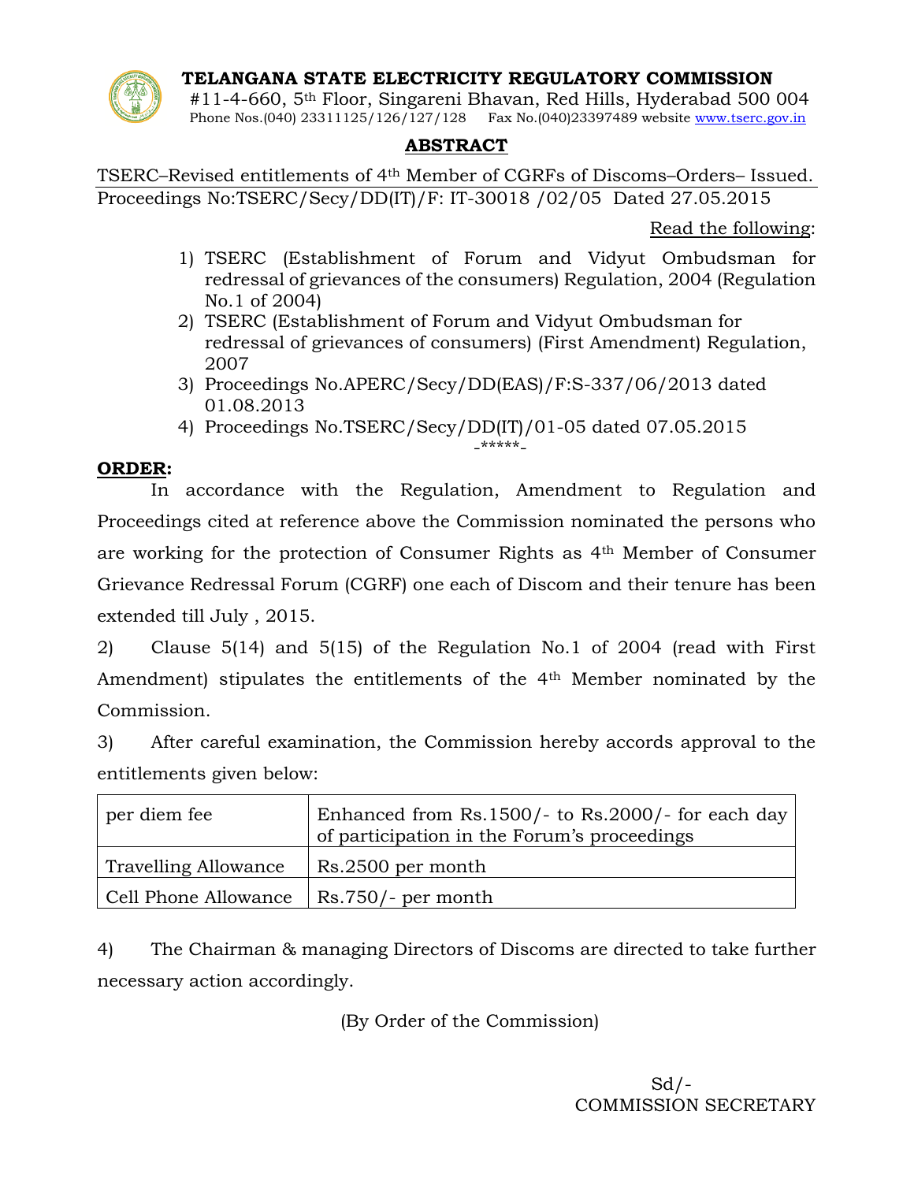# TELANGANA STATE ELECTRICITY REGULATORY COMMISSION

#11-4-660, 5th Floor, Singareni Bhavan, Red Hills, Hyderabad 500 004
Phone Nos.(040) 23311125/126/127/128 Fax No.(040)23397489 website www.tserc.gov.in

## ABSTRACT

TSERC–Revised entitlements of 4th Member of CGRFs of Discoms–Orders– Issued.
Proceedings No:TSERC/Secy/DD(IT)/F: IT-30018 /02/05 Dated 27.05.2015

Read the following:

1) TSERC (Establishment of Forum and Vidyut Ombudsman for redressal of grievances of the consumers) Regulation, 2004 (Regulation No.1 of 2004)
2) TSERC (Establishment of Forum and Vidyut Ombudsman for redressal of grievances of consumers) (First Amendment) Regulation, 2007
3) Proceedings No.APERC/Secy/DD(EAS)/F:S-337/06/2013 dated 01.08.2013
4) Proceedings No.TSERC/Secy/DD(IT)/01-05 dated 07.05.2015

-*****-

**ORDER:**

In accordance with the Regulation, Amendment to Regulation and Proceedings cited at reference above the Commission nominated the persons who are working for the protection of Consumer Rights as 4th Member of Consumer Grievance Redressal Forum (CGRF) one each of Discom and their tenure has been extended till July , 2015.

2) Clause 5(14) and 5(15) of the Regulation No.1 of 2004 (read with First Amendment) stipulates the entitlements of the 4th Member nominated by the Commission.

3) After careful examination, the Commission hereby accords approval to the entitlements given below:

| per diem fee | Enhanced from Rs.1500/- to Rs.2000/- for each day of participation in the Forum's proceedings |
|---|---|
| Travelling Allowance | Rs.2500 per month |
| Cell Phone Allowance | Rs.750/- per month |

4) The Chairman & managing Directors of Discoms are directed to take further necessary action accordingly.

(By Order of the Commission)

Sd/-
COMMISSION SECRETARY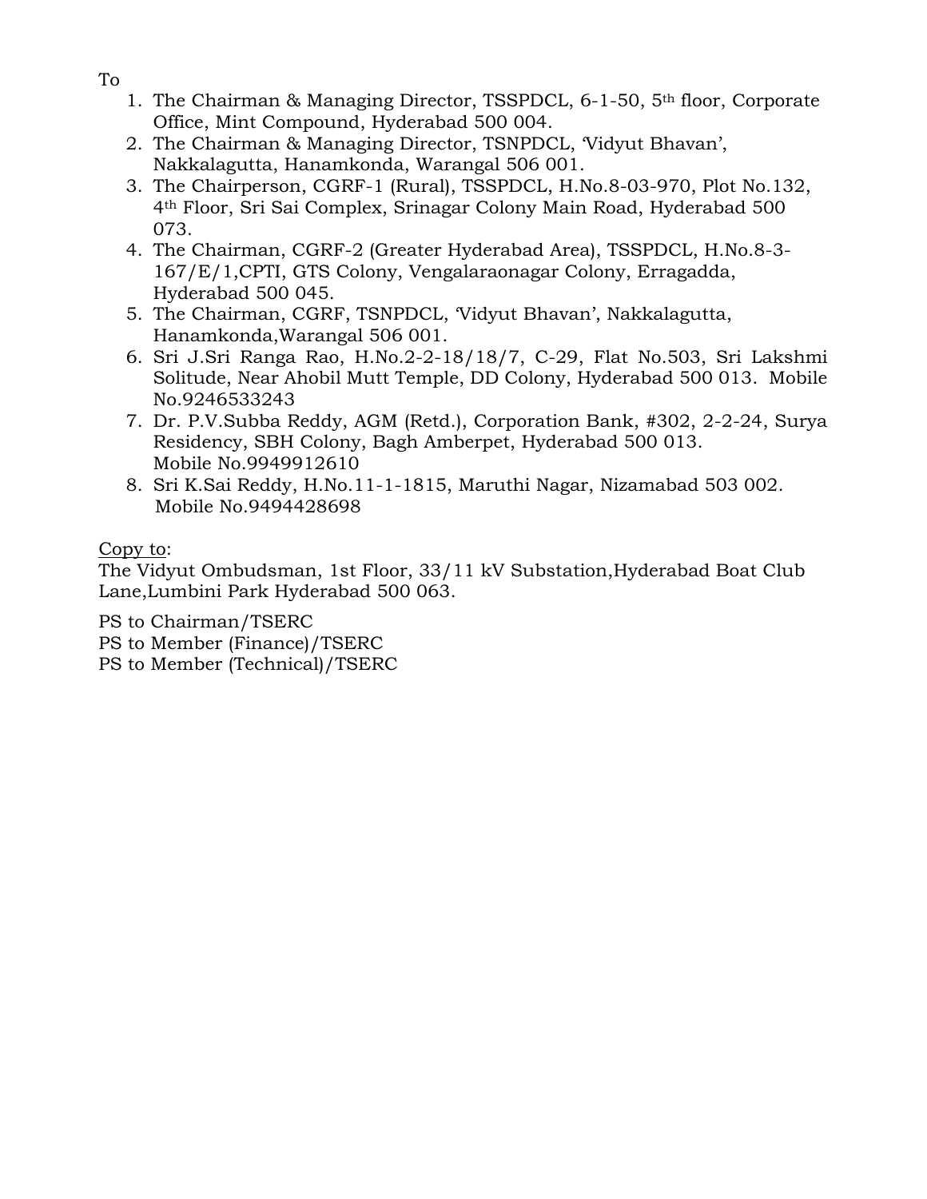To

1. The Chairman & Managing Director, TSSPDCL, 6-1-50, 5th floor, Corporate Office, Mint Compound, Hyderabad 500 004.
2. The Chairman & Managing Director, TSNPDCL, 'Vidyut Bhavan', Nakkalagutta, Hanamkonda, Warangal 506 001.
3. The Chairperson, CGRF-1 (Rural), TSSPDCL, H.No.8-03-970, Plot No.132, 4th Floor, Sri Sai Complex, Srinagar Colony Main Road, Hyderabad 500 073.
4. The Chairman, CGRF-2 (Greater Hyderabad Area), TSSPDCL, H.No.8-3-167/E/1,CPTI, GTS Colony, Vengalaraonagar Colony, Erragadda, Hyderabad 500 045.
5. The Chairman, CGRF, TSNPDCL, 'Vidyut Bhavan', Nakkalagutta, Hanamkonda,Warangal 506 001.
6. Sri J.Sri Ranga Rao, H.No.2-2-18/18/7, C-29, Flat No.503, Sri Lakshmi Solitude, Near Ahobil Mutt Temple, DD Colony, Hyderabad 500 013. Mobile No.9246533243
7. Dr. P.V.Subba Reddy, AGM (Retd.), Corporation Bank, #302, 2-2-24, Surya Residency, SBH Colony, Bagh Amberpet, Hyderabad 500 013. Mobile No.9949912610
8. Sri K.Sai Reddy, H.No.11-1-1815, Maruthi Nagar, Nizamabad 503 002. Mobile No.9494428698

Copy to:

The Vidyut Ombudsman, 1st Floor, 33/11 kV Substation,Hyderabad Boat Club Lane,Lumbini Park Hyderabad 500 063.

PS to Chairman/TSERC  
PS to Member (Finance)/TSERC  
PS to Member (Technical)/TSERC